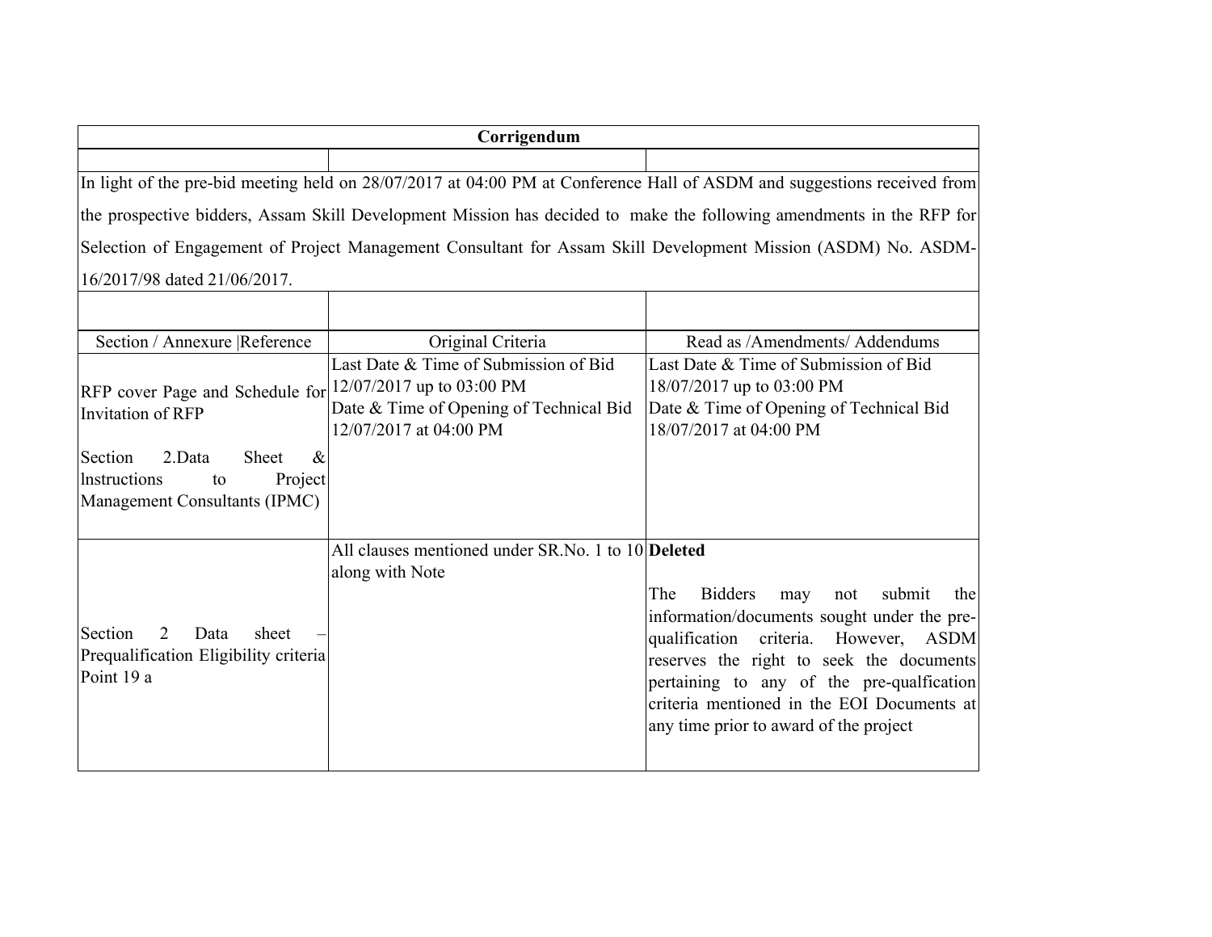# Corrigendum

In light of the pre-bid meeting held on 28/07/2017 at 04:00 PM at Conference Hall of ASDM and suggestions received from the prospective bidders, Assam Skill Development Mission has decided to make the following amendments in the RFP for Selection of Engagement of Project Management Consultant for Assam Skill Development Mission (ASDM) No. ASDM-16/2017/98 dated 21/06/2017.

| Section / Annexure \|Reference | Original Criteria | Read as /Amendments/ Addendums |
|---|---|---|
| RFP cover Page and Schedule for Invitation of RFP<br><br>Section 2.Data Sheet & lnstructions to Project Management Consultants (IPMC) | Last Date & Time of Submission of Bid 12/07/2017 up to 03:00 PM<br>Date & Time of Opening of Technical Bid 12/07/2017 at 04:00 PM | Last Date & Time of Submission of Bid 18/07/2017 up to 03:00 PM<br>Date & Time of Opening of Technical Bid 18/07/2017 at 04:00 PM |
| Section 2 Data sheet – Prequalification Eligibility criteria Point 19 a | All clauses mentioned under SR.No. 1 to 10 along with Note | **Deleted**<br><br>The Bidders may not submit the information/documents sought under the pre-qualification criteria. However, ASDM reserves the right to seek the documents pertaining to any of the pre-qualfication criteria mentioned in the EOI Documents at any time prior to award of the project |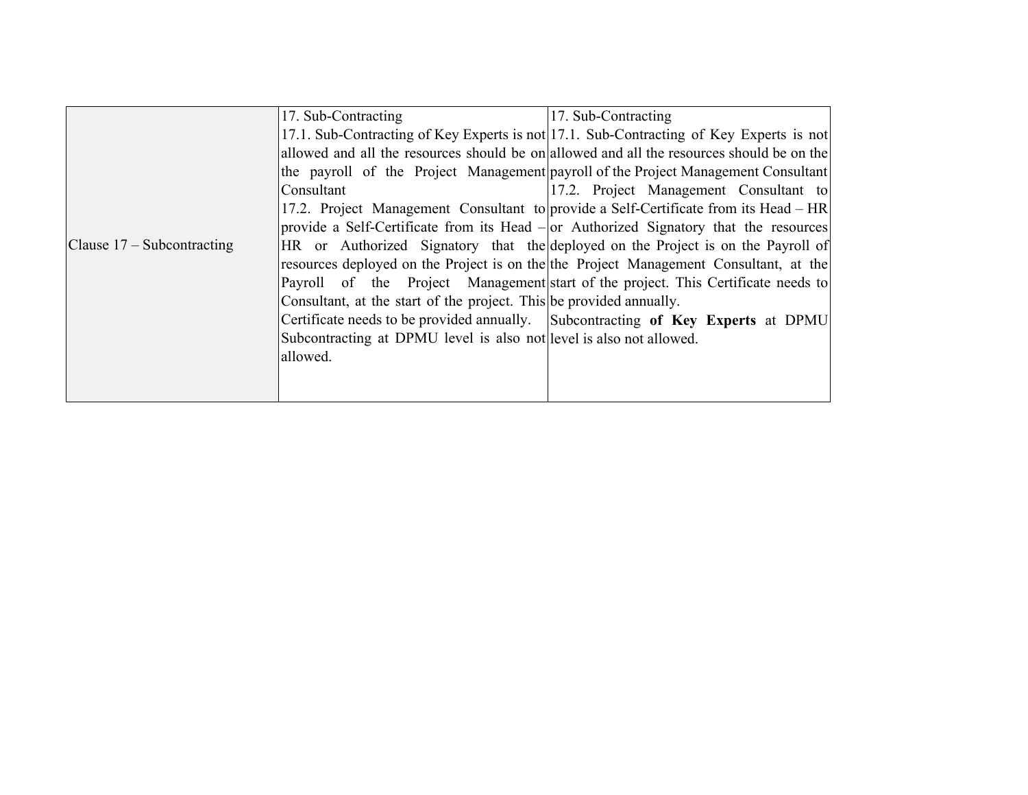| | | |
|---|---|---|
| Clause 17 – Subcontracting | 17. Sub-Contracting<br>17.1. Sub-Contracting of Key Experts is not allowed and all the resources should be on the payroll of the Project Management Consultant<br>17.2. Project Management Consultant to provide a Self-Certificate from its Head – HR or Authorized Signatory that the resources deployed on the Project is on the Payroll of the Project Management Consultant, at the start of the project. This Certificate needs to be provided annually.<br>Subcontracting at DPMU level is also not allowed. | 17. Sub-Contracting<br>17.1. Sub-Contracting of Key Experts is not allowed and all the resources should be on the payroll of the Project Management Consultant<br>17.2. Project Management Consultant to provide a Self-Certificate from its Head – HR or Authorized Signatory that the resources deployed on the Project is on the Payroll of the Project Management Consultant, at the start of the project. This Certificate needs to be provided annually.<br>Subcontracting **of Key Experts** at DPMU level is also not allowed. |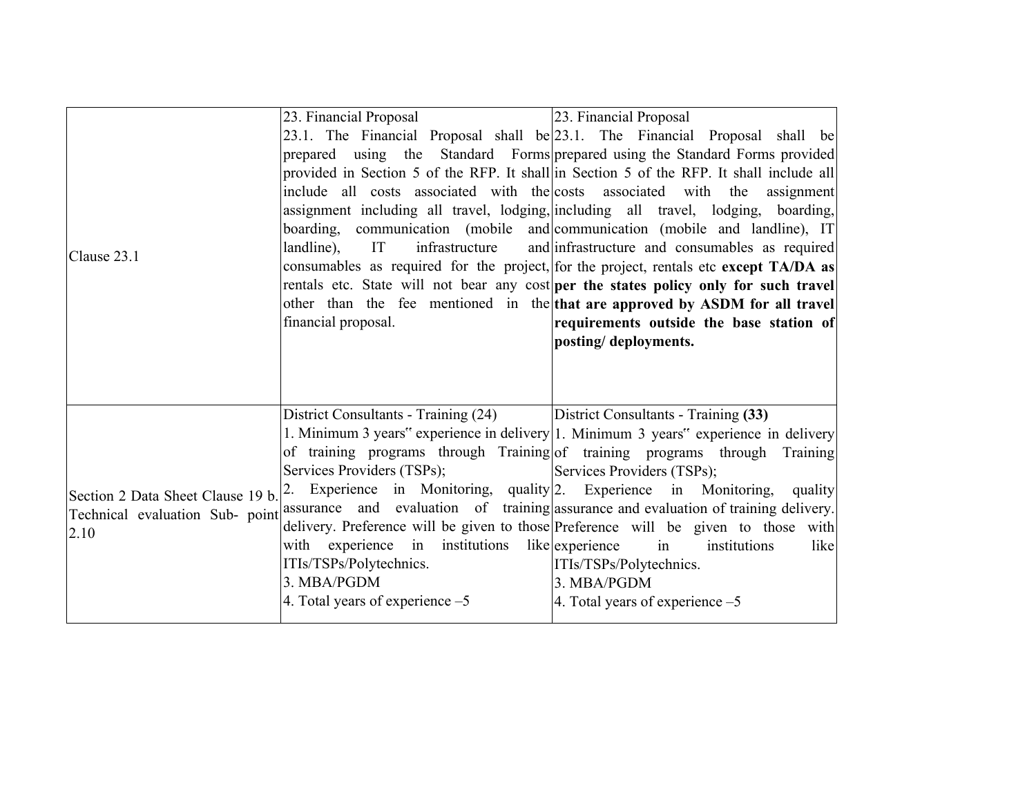| | | |
|---|---|---|
| Clause 23.1 | 23. Financial Proposal<br>23.1. The Financial Proposal shall be prepared using the Standard Forms provided in Section 5 of the RFP. It shall include all costs associated with the assignment including all travel, lodging, boarding, communication (mobile and landline), IT infrastructure and consumables as required for the project, rentals etc. State will not bear any cost other than the fee mentioned in the financial proposal. | 23. Financial Proposal<br>23.1. The Financial Proposal shall be prepared using the Standard Forms provided in Section 5 of the RFP. It shall include all costs associated with the assignment including all travel, lodging, boarding, communication (mobile and landline), IT infrastructure and consumables as required for the project, rentals etc **except TA/DA as per the states policy only for such travel that are approved by ASDM for all travel requirements outside the base station of posting/ deployments.** |
| Section 2 Data Sheet Clause 19 b. Technical evaluation Sub- point 2.10 | District Consultants - Training (24)<br>1. Minimum 3 years‟ experience in delivery of training programs through Training Services Providers (TSPs);<br>2. Experience in Monitoring, quality assurance and evaluation of training delivery. Preference will be given to those with experience in institutions like ITIs/TSPs/Polytechnics.<br>3. MBA/PGDM<br>4. Total years of experience –5 | District Consultants - Training **(33)**<br>1. Minimum 3 years‟ experience in delivery of training programs through Training Services Providers (TSPs);<br>2. Experience in Monitoring, quality assurance and evaluation of training delivery. Preference will be given to those with experience in institutions like ITIs/TSPs/Polytechnics.<br>3. MBA/PGDM<br>4. Total years of experience –5 |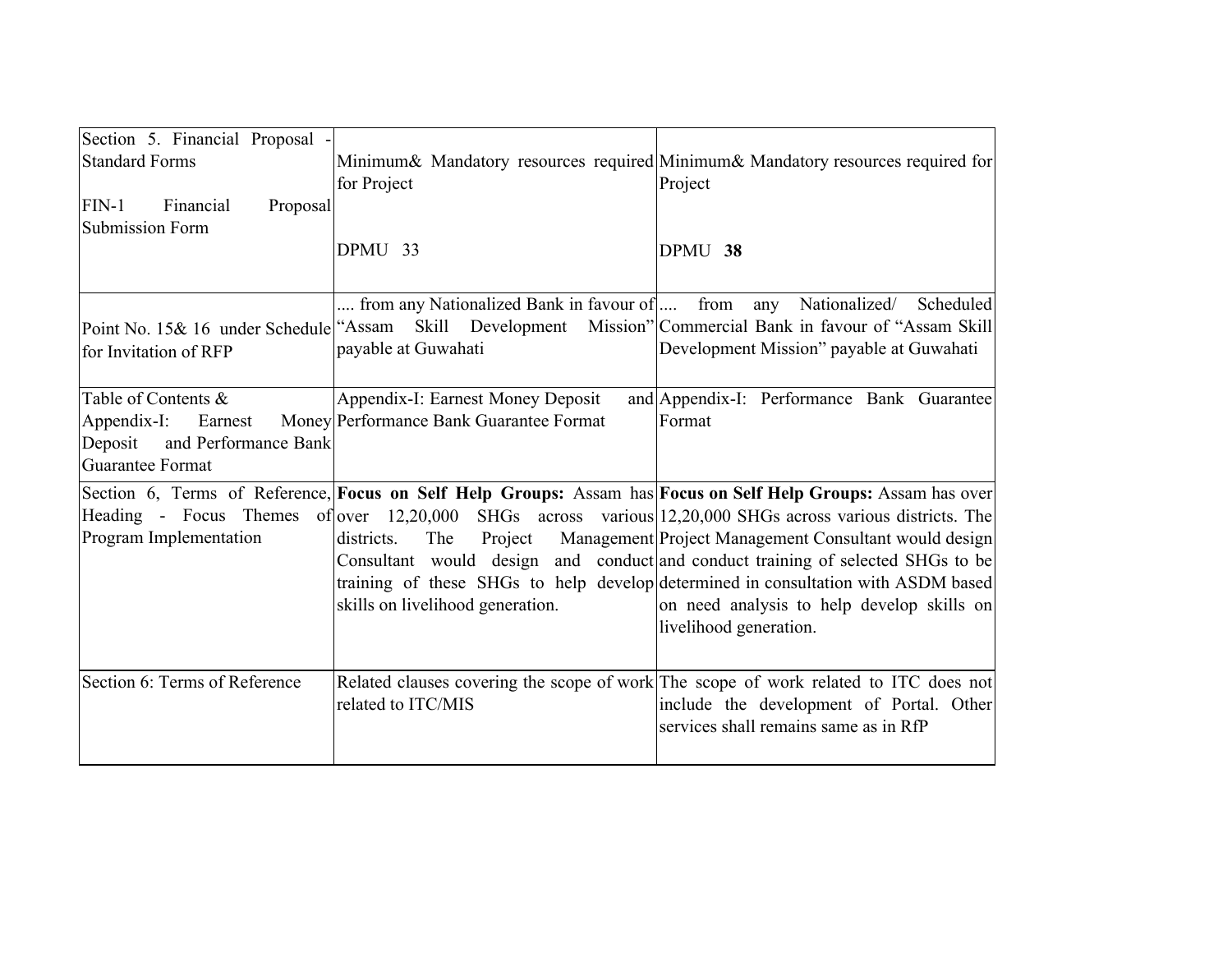| | | |
|---|---|---|
| Section 5. Financial Proposal - Standard Forms<br><br>FIN-1 Financial Proposal Submission Form | Minimum& Mandatory resources required for Project<br><br>DPMU 33 | Minimum& Mandatory resources required for Project<br><br>DPMU **38** |
| Point No. 15& 16 under Schedule for Invitation of RFP | .... from any Nationalized Bank in favour of "Assam Skill Development Mission" payable at Guwahati | .... from any Nationalized/ Scheduled Commercial Bank in favour of "Assam Skill Development Mission" payable at Guwahati |
| Table of Contents &<br>Appendix-I: Earnest Money Deposit and Performance Bank Guarantee Format | Appendix-I: Earnest Money Deposit and Performance Bank Guarantee Format | Appendix-I: Performance Bank Guarantee Format |
| Section 6, Terms of Reference, Heading - Focus Themes of Program Implementation | **Focus on Self Help Groups:** Assam has over 12,20,000 SHGs across various districts. The Project Management Consultant would design and conduct training of these SHGs to help develop skills on livelihood generation. | **Focus on Self Help Groups:** Assam has over 12,20,000 SHGs across various districts. The Project Management Consultant would design and conduct training of selected SHGs to be determined in consultation with ASDM based on need analysis to help develop skills on livelihood generation. |
| Section 6: Terms of Reference | Related clauses covering the scope of work related to ITC/MIS | The scope of work related to ITC does not include the development of Portal. Other services shall remains same as in RfP |